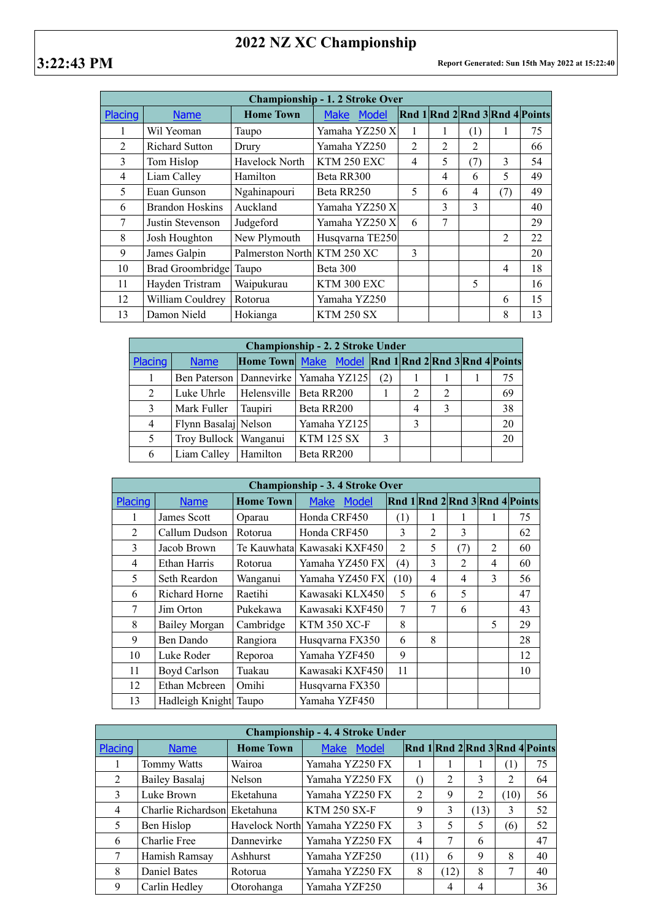# 2022 NZ XC Championship

**3:22:43 PM**

**Report Generated: Sun 15th May 2022 at 15:22:40**

| Championship - 1. 2 Stroke Over | | | | | | | | |
|---|---|---|---|---|---|---|---|---|
| Placing | Name | Home Town | Make Model | Rnd 1 | Rnd 2 | Rnd 3 | Rnd 4 | Points |
| 1 | Wil Yeoman | Taupo | Yamaha YZ250 X | 1 | 1 | (1) | 1 | 75 |
| 2 | Richard Sutton | Drury | Yamaha YZ250 | 2 | 2 | 2 | | 66 |
| 3 | Tom Hislop | Havelock North | KTM 250 EXC | 4 | 5 | (7) | 3 | 54 |
| 4 | Liam Calley | Hamilton | Beta RR300 | | 4 | 6 | 5 | 49 |
| 5 | Euan Gunson | Ngahinapouri | Beta RR250 | 5 | 6 | 4 | (7) | 49 |
| 6 | Brandon Hoskins | Auckland | Yamaha YZ250 X | | 3 | 3 | | 40 |
| 7 | Justin Stevenson | Judgeford | Yamaha YZ250 X | 6 | 7 | | | 29 |
| 8 | Josh Houghton | New Plymouth | Husqvarna TE250 | | | | 2 | 22 |
| 9 | James Galpin | Palmerston North | KTM 250 XC | 3 | | | | 20 |
| 10 | Brad Groombridge | Taupo | Beta 300 | | | | 4 | 18 |
| 11 | Hayden Tristram | Waipukurau | KTM 300 EXC | | | 5 | | 16 |
| 12 | William Couldrey | Rotorua | Yamaha YZ250 | | | | 6 | 15 |
| 13 | Damon Nield | Hokianga | KTM 250 SX | | | | 8 | 13 |

| Championship - 2. 2 Stroke Under | | | | | | | | |
|---|---|---|---|---|---|---|---|---|
| Placing | Name | Home Town | Make Model | Rnd 1 | Rnd 2 | Rnd 3 | Rnd 4 | Points |
| 1 | Ben Paterson | Dannevirke | Yamaha YZ125 | (2) | 1 | 1 | 1 | 75 |
| 2 | Luke Uhrle | Helensville | Beta RR200 | 1 | 2 | 2 | | 69 |
| 3 | Mark Fuller | Taupiri | Beta RR200 | | 4 | 3 | | 38 |
| 4 | Flynn Basalaj | Nelson | Yamaha YZ125 | | 3 | | | 20 |
| 5 | Troy Bullock | Wanganui | KTM 125 SX | 3 | | | | 20 |
| 6 | Liam Calley | Hamilton | Beta RR200 | | | | | |

| Championship - 3. 4 Stroke Over | | | | | | | | |
|---|---|---|---|---|---|---|---|---|
| Placing | Name | Home Town | Make Model | Rnd 1 | Rnd 2 | Rnd 3 | Rnd 4 | Points |
| 1 | James Scott | Oparau | Honda CRF450 | (1) | 1 | 1 | 1 | 75 |
| 2 | Callum Dudson | Rotorua | Honda CRF450 | 3 | 2 | 3 | | 62 |
| 3 | Jacob Brown | Te Kauwhata | Kawasaki KXF450 | 2 | 5 | (7) | 2 | 60 |
| 4 | Ethan Harris | Rotorua | Yamaha YZ450 FX | (4) | 3 | 2 | 4 | 60 |
| 5 | Seth Reardon | Wanganui | Yamaha YZ450 FX | (10) | 4 | 4 | 3 | 56 |
| 6 | Richard Horne | Raetihi | Kawasaki KLX450 | 5 | 6 | 5 | | 47 |
| 7 | Jim Orton | Pukekawa | Kawasaki KXF450 | 7 | 7 | 6 | | 43 |
| 8 | Bailey Morgan | Cambridge | KTM 350 XC-F | 8 | | | 5 | 29 |
| 9 | Ben Dando | Rangiora | Husqvarna FX350 | 6 | 8 | | | 28 |
| 10 | Luke Roder | Reporoa | Yamaha YZF450 | 9 | | | | 12 |
| 11 | Boyd Carlson | Tuakau | Kawasaki KXF450 | 11 | | | | 10 |
| 12 | Ethan Mcbreen | Omihi | Husqvarna FX350 | | | | | |
| 13 | Hadleigh Knight | Taupo | Yamaha YZF450 | | | | | |

| Championship - 4. 4 Stroke Under | | | | | | | | |
|---|---|---|---|---|---|---|---|---|
| Placing | Name | Home Town | Make Model | Rnd 1 | Rnd 2 | Rnd 3 | Rnd 4 | Points |
| 1 | Tommy Watts | Wairoa | Yamaha YZ250 FX | 1 | 1 | 1 | (1) | 75 |
| 2 | Bailey Basalaj | Nelson | Yamaha YZ250 FX | () | 2 | 3 | 2 | 64 |
| 3 | Luke Brown | Eketahuna | Yamaha YZ250 FX | 2 | 9 | 2 | (10) | 56 |
| 4 | Charlie Richardson | Eketahuna | KTM 250 SX-F | 9 | 3 | (13) | 3 | 52 |
| 5 | Ben Hislop | Havelock North | Yamaha YZ250 FX | 3 | 5 | 5 | (6) | 52 |
| 6 | Charlie Free | Dannevirke | Yamaha YZ250 FX | 4 | 7 | 6 | | 47 |
| 7 | Hamish Ramsay | Ashhurst | Yamaha YZF250 | (11) | 6 | 9 | 8 | 40 |
| 8 | Daniel Bates | Rotorua | Yamaha YZ250 FX | 8 | (12) | 8 | 7 | 40 |
| 9 | Carlin Hedley | Otorohanga | Yamaha YZF250 | | 4 | 4 | | 36 |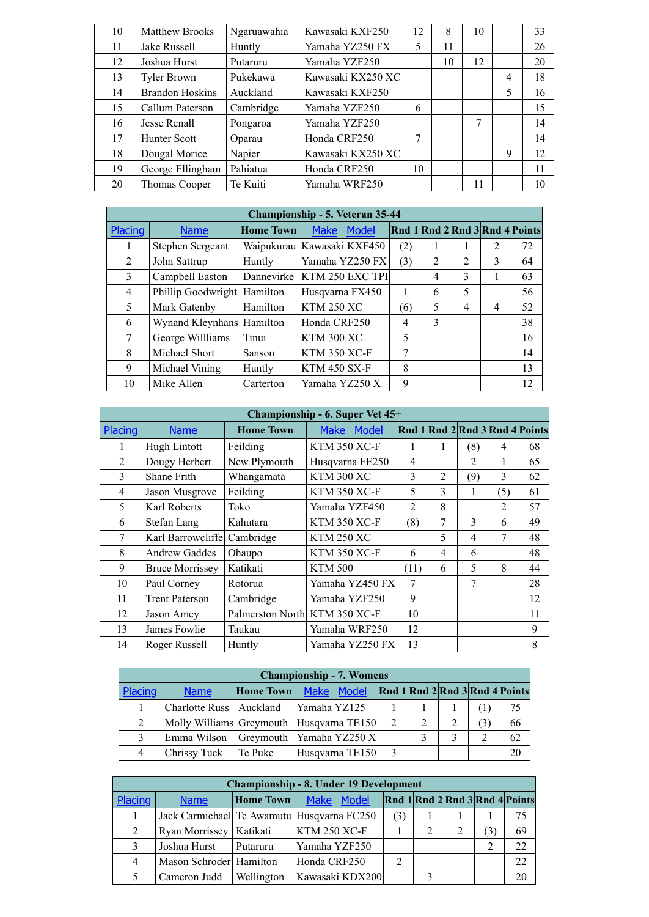| | | | | | | | | |
|---|---|---|---|---|---|---|---|---|
| 10 | Matthew Brooks | Ngaruawahia | Kawasaki KXF250 | 12 | 8 | 10 | | 33 |
| 11 | Jake Russell | Huntly | Yamaha YZ250 FX | 5 | 11 | | | 26 |
| 12 | Joshua Hurst | Putaruru | Yamaha YZF250 | | 10 | 12 | | 20 |
| 13 | Tyler Brown | Pukekawa | Kawasaki KX250 XC | | | | 4 | 18 |
| 14 | Brandon Hoskins | Auckland | Kawasaki KXF250 | | | | 5 | 16 |
| 15 | Callum Paterson | Cambridge | Yamaha YZF250 | 6 | | | | 15 |
| 16 | Jesse Renall | Pongaroa | Yamaha YZF250 | | | 7 | | 14 |
| 17 | Hunter Scott | Oparau | Honda CRF250 | 7 | | | | 14 |
| 18 | Dougal Morice | Napier | Kawasaki KX250 XC | | | | 9 | 12 |
| 19 | George Ellingham | Pahiatua | Honda CRF250 | 10 | | | | 11 |
| 20 | Thomas Cooper | Te Kuiti | Yamaha WRF250 | | | 11 | | 10 |

**Championship - 5. Veteran 35-44**

| Placing | Name | Home Town | Make Model | Rnd 1 | Rnd 2 | Rnd 3 | Rnd 4 | Points |
|---|---|---|---|---|---|---|---|---|
| 1 | Stephen Sergeant | Waipukurau | Kawasaki KXF450 | (2) | 1 | 1 | 2 | 72 |
| 2 | John Sattrup | Huntly | Yamaha YZ250 FX | (3) | 2 | 2 | 3 | 64 |
| 3 | Campbell Easton | Dannevirke | KTM 250 EXC TPI | | 4 | 3 | 1 | 63 |
| 4 | Phillip Goodwright | Hamilton | Husqvarna FX450 | 1 | 6 | 5 | | 56 |
| 5 | Mark Gatenby | Hamilton | KTM 250 XC | (6) | 5 | 4 | 4 | 52 |
| 6 | Wynand Kleynhans | Hamilton | Honda CRF250 | 4 | 3 | | | 38 |
| 7 | George Willliams | Tinui | KTM 300 XC | 5 | | | | 16 |
| 8 | Michael Short | Sanson | KTM 350 XC-F | 7 | | | | 14 |
| 9 | Michael Vining | Huntly | KTM 450 SX-F | 8 | | | | 13 |
| 10 | Mike Allen | Carterton | Yamaha YZ250 X | 9 | | | | 12 |

**Championship - 6. Super Vet 45+**

| Placing | Name | Home Town | Make Model | Rnd 1 | Rnd 2 | Rnd 3 | Rnd 4 | Points |
|---|---|---|---|---|---|---|---|---|
| 1 | Hugh Lintott | Feilding | KTM 350 XC-F | 1 | 1 | (8) | 4 | 68 |
| 2 | Dougy Herbert | New Plymouth | Husqvarna FE250 | 4 | | 2 | 1 | 65 |
| 3 | Shane Frith | Whangamata | KTM 300 XC | 3 | 2 | (9) | 3 | 62 |
| 4 | Jason Musgrove | Feilding | KTM 350 XC-F | 5 | 3 | 1 | (5) | 61 |
| 5 | Karl Roberts | Toko | Yamaha YZF450 | 2 | 8 | | 2 | 57 |
| 6 | Stefan Lang | Kahutara | KTM 350 XC-F | (8) | 7 | 3 | 6 | 49 |
| 7 | Karl Barrowcliffe | Cambridge | KTM 250 XC | | 5 | 4 | 7 | 48 |
| 8 | Andrew Gaddes | Ohaupo | KTM 350 XC-F | 6 | 4 | 6 | | 48 |
| 9 | Bruce Morrissey | Katikati | KTM 500 | (11) | 6 | 5 | 8 | 44 |
| 10 | Paul Corney | Rotorua | Yamaha YZ450 FX | 7 | | 7 | | 28 |
| 11 | Trent Paterson | Cambridge | Yamaha YZF250 | 9 | | | | 12 |
| 12 | Jason Amey | Palmerston North | KTM 350 XC-F | 10 | | | | 11 |
| 13 | James Fowlie | Taukau | Yamaha WRF250 | 12 | | | | 9 |
| 14 | Roger Russell | Huntly | Yamaha YZ250 FX | 13 | | | | 8 |

**Championship - 7. Womens**

| Placing | Name | Home Town | Make Model | Rnd 1 | Rnd 2 | Rnd 3 | Rnd 4 | Points |
|---|---|---|---|---|---|---|---|---|
| 1 | Charlotte Russ | Auckland | Yamaha YZ125 | 1 | 1 | 1 | (1) | 75 |
| 2 | Molly Williams | Greymouth | Husqvarna TE150 | 2 | 2 | 2 | (3) | 66 |
| 3 | Emma Wilson | Greymouth | Yamaha YZ250 X | | 3 | 3 | 2 | 62 |
| 4 | Chrissy Tuck | Te Puke | Husqvarna TE150 | 3 | | | | 20 |

**Championship - 8. Under 19 Development**

| Placing | Name | Home Town | Make Model | Rnd 1 | Rnd 2 | Rnd 3 | Rnd 4 | Points |
|---|---|---|---|---|---|---|---|---|
| 1 | Jack Carmichael | Te Awamutu | Husqvarna FC250 | (3) | 1 | 1 | 1 | 75 |
| 2 | Ryan Morrissey | Katikati | KTM 250 XC-F | 1 | 2 | 2 | (3) | 69 |
| 3 | Joshua Hurst | Putaruru | Yamaha YZF250 | | | | 2 | 22 |
| 4 | Mason Schroder | Hamilton | Honda CRF250 | 2 | | | | 22 |
| 5 | Cameron Judd | Wellington | Kawasaki KDX200 | | 3 | | | 20 |